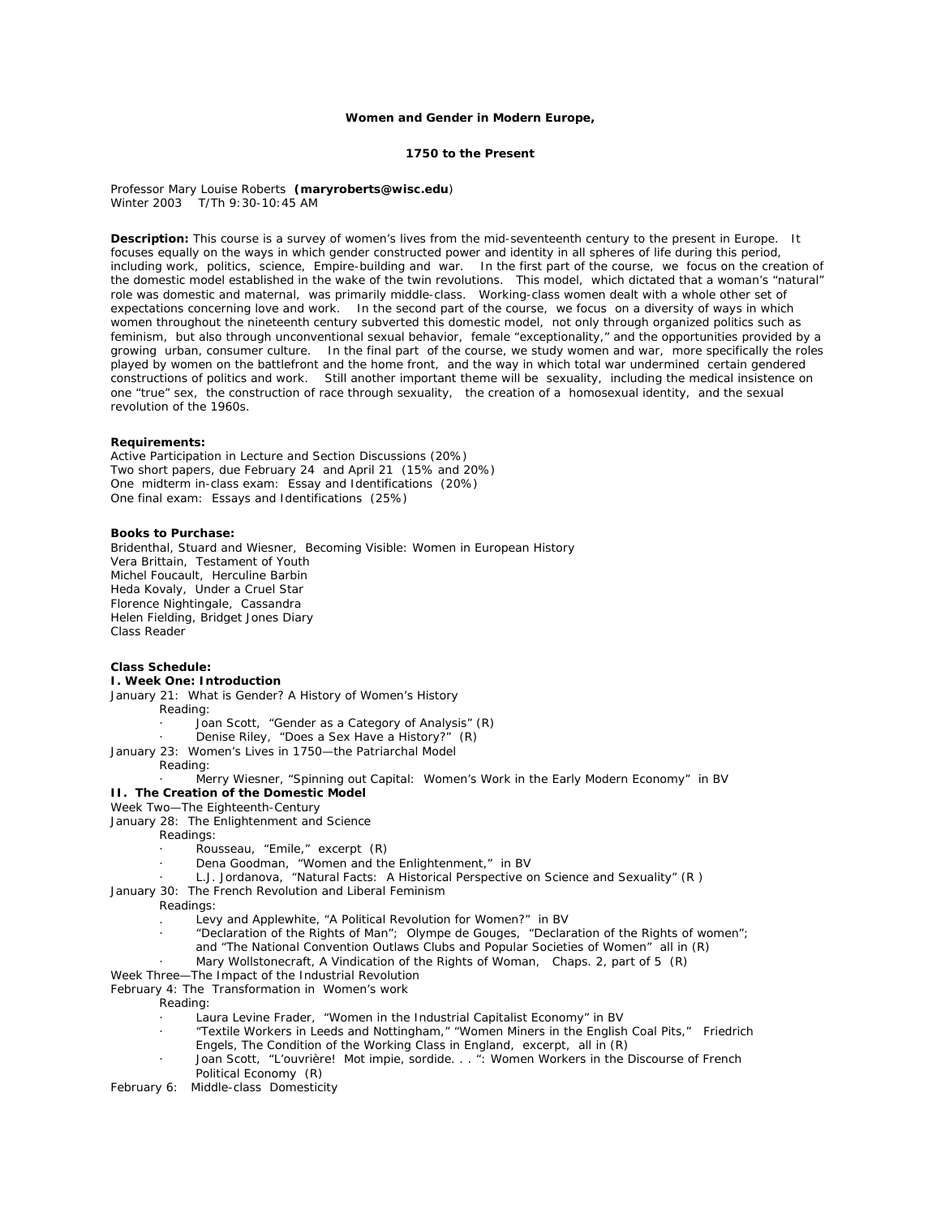**Women and Gender in Modern Europe,**

**1750 to the Present**

Professor Mary Louise Roberts **(maryroberts@wisc.edu**)
Winter 2003 T/Th 9:30-10:45 AM

**Description:** This course is a survey of women's lives from the mid-seventeenth century to the present in Europe. It focuses equally on the ways in which gender constructed power and identity in all spheres of life during this period, including work, politics, science, Empire-building and war. In the first part of the course, we focus on the creation of the domestic model established in the wake of the twin revolutions. This model, which dictated that a woman's "natural" role was domestic and maternal, was primarily middle-class. Working-class women dealt with a whole other set of expectations concerning love and work. In the second part of the course, we focus on a diversity of ways in which women throughout the nineteenth century subverted this domestic model, not only through organized politics such as feminism, but also through unconventional sexual behavior, female "exceptionality," and the opportunities provided by a growing urban, consumer culture. In the final part of the course, we study women and war, more specifically the roles played by women on the battlefront and the home front, and the way in which total war undermined certain gendered constructions of politics and work. Still another important theme will be sexuality, including the medical insistence on one "true" sex, the construction of race through sexuality, the creation of a homosexual identity, and the sexual revolution of the 1960s.

**Requirements:**
Active Participation in Lecture and Section Discussions (20%)
Two short papers, due February 24 and April 21 (15% and 20%)
One midterm in-class exam: Essay and Identifications (20%)
One final exam: Essays and Identifications (25%)

**Books to Purchase:**
Bridenthal, Stuard and Wiesner, Becoming Visible: Women in European History
Vera Brittain, Testament of Youth
Michel Foucault, Herculine Barbin
Heda Kovaly, Under a Cruel Star
Florence Nightingale, Cassandra
Helen Fielding, Bridget Jones Diary
Class Reader

**Class Schedule:**

**I. Week One: Introduction**

January 21: What is Gender? A History of Women's History
Reading:
- Joan Scott, "Gender as a Category of Analysis" (R)
- Denise Riley, "Does a Sex Have a History?" (R)

January 23: Women's Lives in 1750—the Patriarchal Model
Reading:
- Merry Wiesner, "Spinning out Capital: Women's Work in the Early Modern Economy" in BV

**II. The Creation of the Domestic Model**

Week Two—The Eighteenth-Century

January 28: The Enlightenment and Science
Readings:
- Rousseau, "Emile," excerpt (R)
- Dena Goodman, "Women and the Enlightenment," in BV
- L.J. Jordanova, "Natural Facts: A Historical Perspective on Science and Sexuality" (R )

January 30: The French Revolution and Liberal Feminism
Readings:
- Levy and Applewhite, "A Political Revolution for Women?" in BV
- "Declaration of the Rights of Man"; Olympe de Gouges, "Declaration of the Rights of women"; and "The National Convention Outlaws Clubs and Popular Societies of Women" all in (R)
- Mary Wollstonecraft, A Vindication of the Rights of Woman, Chaps. 2, part of 5 (R)

Week Three—The Impact of the Industrial Revolution

February 4: The Transformation in Women's work
Reading:
- Laura Levine Frader, "Women in the Industrial Capitalist Economy" in BV
- "Textile Workers in Leeds and Nottingham," "Women Miners in the English Coal Pits," Friedrich Engels, The Condition of the Working Class in England, excerpt, all in (R)
- Joan Scott, "L'ouvrière! Mot impie, sordide. . . ": Women Workers in the Discourse of French Political Economy (R)

February 6: Middle-class Domesticity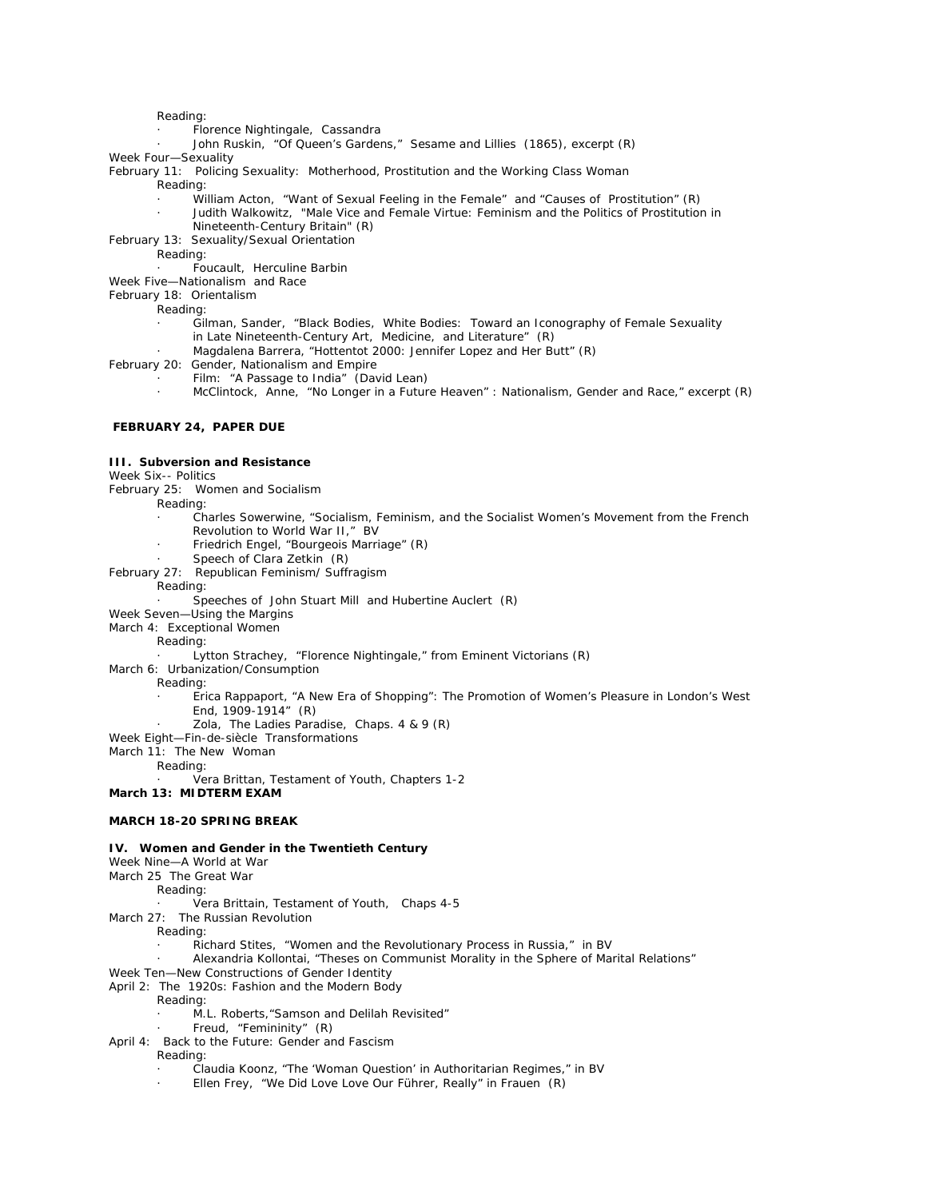Reading:

- Florence Nightingale, Cassandra
- John Ruskin, "Of Queen's Gardens," Sesame and Lillies (1865), excerpt (R)

Week Four—Sexuality

February 11: Policing Sexuality: Motherhood, Prostitution and the Working Class Woman

Reading:

- William Acton, "Want of Sexual Feeling in the Female" and "Causes of Prostitution" (R)
- Judith Walkowitz, "Male Vice and Female Virtue: Feminism and the Politics of Prostitution in Nineteenth-Century Britain" (R)

February 13: Sexuality/Sexual Orientation

Reading:

- Foucault, Herculine Barbin

Week Five—Nationalism and Race

February 18: Orientalism

Reading:

- Gilman, Sander, "Black Bodies, White Bodies: Toward an Iconography of Female Sexuality in Late Nineteenth-Century Art, Medicine, and Literature" (R)
- Magdalena Barrera, "Hottentot 2000: Jennifer Lopez and Her Butt" (R)

February 20: Gender, Nationalism and Empire

- Film: "A Passage to India" (David Lean)
- McClintock, Anne, "No Longer in a Future Heaven" : Nationalism, Gender and Race," excerpt (R)

**FEBRUARY 24, PAPER DUE**

**III. Subversion and Resistance**

Week Six-- Politics

February 25: Women and Socialism

Reading:

- Charles Sowerwine, "Socialism, Feminism, and the Socialist Women's Movement from the French Revolution to World War II," BV
- Friedrich Engel, "Bourgeois Marriage" (R)
- Speech of Clara Zetkin (R)

February 27: Republican Feminism/ Suffragism

Reading:

- Speeches of John Stuart Mill and Hubertine Auclert (R)

Week Seven—Using the Margins

March 4: Exceptional Women

Reading:

- Lytton Strachey, "Florence Nightingale," from Eminent Victorians (R)

March 6: Urbanization/Consumption

Reading:

- Erica Rappaport, "A New Era of Shopping": The Promotion of Women's Pleasure in London's West End, 1909-1914" (R)
- Zola, The Ladies Paradise, Chaps. 4 & 9 (R)

Week Eight—Fin-de-siècle Transformations

March 11: The New Woman

Reading:

- Vera Brittan, Testament of Youth, Chapters 1-2

**March 13: MIDTERM EXAM**

**MARCH 18-20 SPRING BREAK**

**IV. Women and Gender in the Twentieth Century**

Week Nine—A World at War

March 25 The Great War

Reading:

- Vera Brittain, Testament of Youth, Chaps 4-5

March 27: The Russian Revolution

Reading:

- Richard Stites, "Women and the Revolutionary Process in Russia," in BV
- Alexandria Kollontai, "Theses on Communist Morality in the Sphere of Marital Relations"

Week Ten—New Constructions of Gender Identity

April 2: The 1920s: Fashion and the Modern Body

Reading:

- M.L. Roberts,"Samson and Delilah Revisited"
- Freud, "Femininity" (R)

April 4: Back to the Future: Gender and Fascism

Reading:

- Claudia Koonz, "The 'Woman Question' in Authoritarian Regimes," in BV
- Ellen Frey, "We Did Love Love Our Führer, Really" in Frauen (R)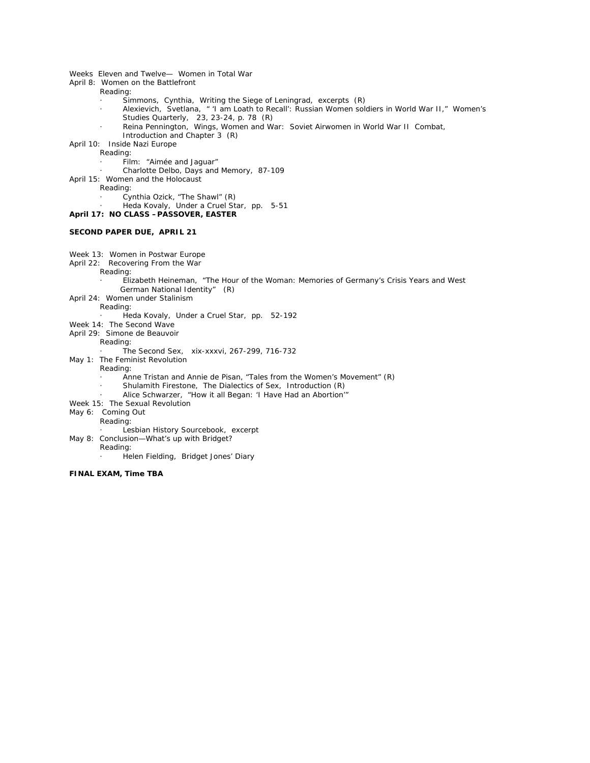Weeks Eleven and Twelve— Women in Total War

April 8: Women on the Battlefront

Reading:

- Simmons, Cynthia, Writing the Siege of Leningrad, excerpts (R)
- Alexievich, Svetlana, " 'I am Loath to Recall': Russian Women soldiers in World War II," Women's Studies Quarterly, 23, 23-24, p. 78 (R)
- Reina Pennington, Wings, Women and War: Soviet Airwomen in World War II Combat, Introduction and Chapter 3 (R)

April 10: Inside Nazi Europe

Reading:

- Film: "Aimée and Jaguar"
- Charlotte Delbo, Days and Memory, 87-109

April 15: Women and the Holocaust

Reading:

- Cynthia Ozick, "The Shawl" (R)
- Heda Kovaly, Under a Cruel Star, pp. 5-51

**April 17: NO CLASS –PASSOVER, EASTER**

**SECOND PAPER DUE, APRIL 21**

Week 13: Women in Postwar Europe

April 22: Recovering From the War

Reading:

- Elizabeth Heineman, "The Hour of the Woman: Memories of Germany's Crisis Years and West German National Identity" (R)

April 24: Women under Stalinism

Reading:

- Heda Kovaly, Under a Cruel Star, pp. 52-192

Week 14: The Second Wave

April 29: Simone de Beauvoir

Reading:

- The Second Sex, xix-xxxvi, 267-299, 716-732

May 1: The Feminist Revolution

Reading:

- Anne Tristan and Annie de Pisan, "Tales from the Women's Movement" (R)
- Shulamith Firestone, The Dialectics of Sex, Introduction (R)
- Alice Schwarzer, "How it all Began: 'I Have Had an Abortion'"

Week 15: The Sexual Revolution

May 6: Coming Out

Reading:

- Lesbian History Sourcebook, excerpt

May 8: Conclusion—What's up with Bridget?

Reading:

- Helen Fielding, Bridget Jones' Diary

**FINAL EXAM, Time TBA**